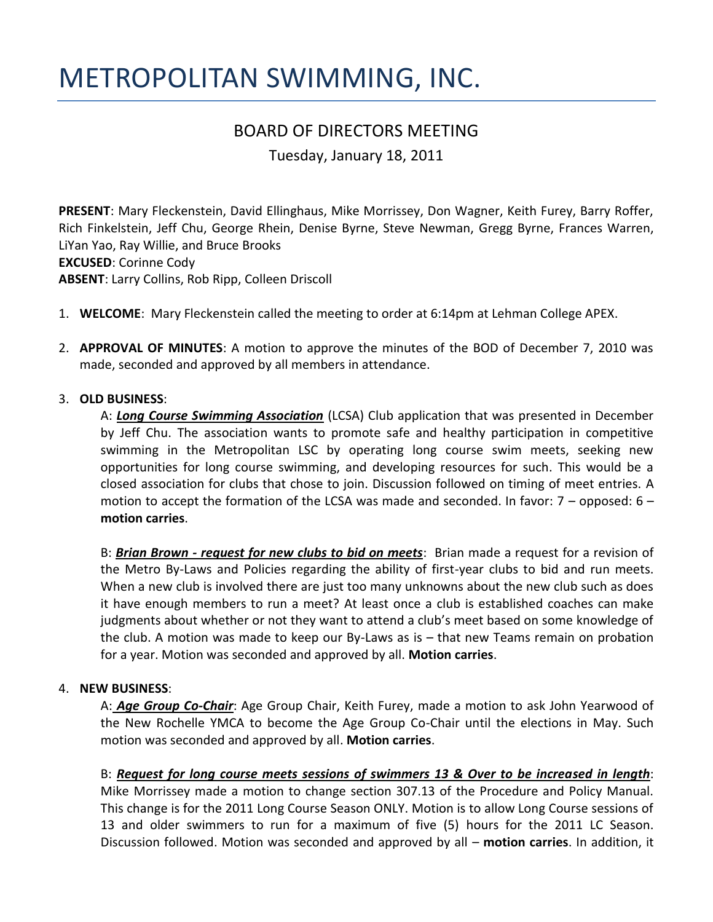# METROPOLITAN SWIMMING, INC.

## BOARD OF DIRECTORS MEETING

Tuesday, January 18, 2011

**PRESENT**: Mary Fleckenstein, David Ellinghaus, Mike Morrissey, Don Wagner, Keith Furey, Barry Roffer, Rich Finkelstein, Jeff Chu, George Rhein, Denise Byrne, Steve Newman, Gregg Byrne, Frances Warren, LiYan Yao, Ray Willie, and Bruce Brooks
**EXCUSED**: Corinne Cody
**ABSENT**: Larry Collins, Rob Ripp, Colleen Driscoll

1. **WELCOME**: Mary Fleckenstein called the meeting to order at 6:14pm at Lehman College APEX.

2. **APPROVAL OF MINUTES**: A motion to approve the minutes of the BOD of December 7, 2010 was made, seconded and approved by all members in attendance.

3. **OLD BUSINESS**:

   A: ***Long Course Swimming Association*** (LCSA) Club application that was presented in December by Jeff Chu. The association wants to promote safe and healthy participation in competitive swimming in the Metropolitan LSC by operating long course swim meets, seeking new opportunities for long course swimming, and developing resources for such. This would be a closed association for clubs that chose to join. Discussion followed on timing of meet entries. A motion to accept the formation of the LCSA was made and seconded. In favor: 7 – opposed: 6 – **motion carries**.

   B: ***Brian Brown - request for new clubs to bid on meets***: Brian made a request for a revision of the Metro By-Laws and Policies regarding the ability of first-year clubs to bid and run meets. When a new club is involved there are just too many unknowns about the new club such as does it have enough members to run a meet? At least once a club is established coaches can make judgments about whether or not they want to attend a club's meet based on some knowledge of the club. A motion was made to keep our By-Laws as is – that new Teams remain on probation for a year. Motion was seconded and approved by all. **Motion carries**.

4. **NEW BUSINESS**:

   A: ***Age Group Co-Chair***: Age Group Chair, Keith Furey, made a motion to ask John Yearwood of the New Rochelle YMCA to become the Age Group Co-Chair until the elections in May. Such motion was seconded and approved by all. **Motion carries**.

   B: ***Request for long course meets sessions of swimmers 13 & Over to be increased in length***: Mike Morrissey made a motion to change section 307.13 of the Procedure and Policy Manual. This change is for the 2011 Long Course Season ONLY. Motion is to allow Long Course sessions of 13 and older swimmers to run for a maximum of five (5) hours for the 2011 LC Season. Discussion followed. Motion was seconded and approved by all – **motion carries**. In addition, it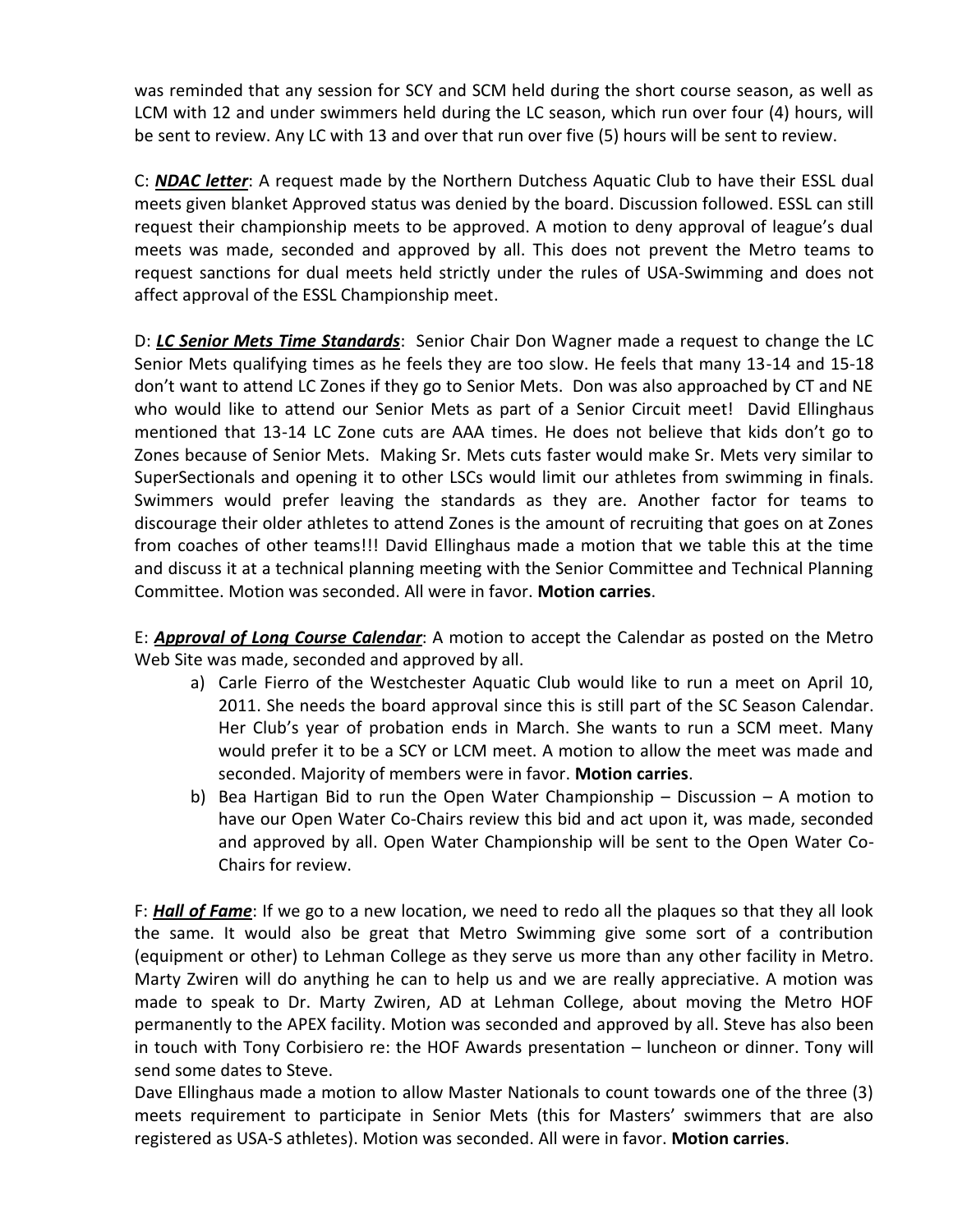was reminded that any session for SCY and SCM held during the short course season, as well as LCM with 12 and under swimmers held during the LC season, which run over four (4) hours, will be sent to review. Any LC with 13 and over that run over five (5) hours will be sent to review.

C: ***NDAC letter***: A request made by the Northern Dutchess Aquatic Club to have their ESSL dual meets given blanket Approved status was denied by the board. Discussion followed. ESSL can still request their championship meets to be approved. A motion to deny approval of league's dual meets was made, seconded and approved by all. This does not prevent the Metro teams to request sanctions for dual meets held strictly under the rules of USA-Swimming and does not affect approval of the ESSL Championship meet.

D: ***LC Senior Mets Time Standards***: Senior Chair Don Wagner made a request to change the LC Senior Mets qualifying times as he feels they are too slow. He feels that many 13-14 and 15-18 don't want to attend LC Zones if they go to Senior Mets. Don was also approached by CT and NE who would like to attend our Senior Mets as part of a Senior Circuit meet! David Ellinghaus mentioned that 13-14 LC Zone cuts are AAA times. He does not believe that kids don't go to Zones because of Senior Mets. Making Sr. Mets cuts faster would make Sr. Mets very similar to SuperSectionals and opening it to other LSCs would limit our athletes from swimming in finals. Swimmers would prefer leaving the standards as they are. Another factor for teams to discourage their older athletes to attend Zones is the amount of recruiting that goes on at Zones from coaches of other teams!!! David Ellinghaus made a motion that we table this at the time and discuss it at a technical planning meeting with the Senior Committee and Technical Planning Committee. Motion was seconded. All were in favor. **Motion carries**.

E: ***Approval of Long Course Calendar***: A motion to accept the Calendar as posted on the Metro Web Site was made, seconded and approved by all.

a) Carle Fierro of the Westchester Aquatic Club would like to run a meet on April 10, 2011. She needs the board approval since this is still part of the SC Season Calendar. Her Club's year of probation ends in March. She wants to run a SCM meet. Many would prefer it to be a SCY or LCM meet. A motion to allow the meet was made and seconded. Majority of members were in favor. **Motion carries**.
b) Bea Hartigan Bid to run the Open Water Championship – Discussion – A motion to have our Open Water Co-Chairs review this bid and act upon it, was made, seconded and approved by all. Open Water Championship will be sent to the Open Water Co-Chairs for review.

F: ***Hall of Fame***: If we go to a new location, we need to redo all the plaques so that they all look the same. It would also be great that Metro Swimming give some sort of a contribution (equipment or other) to Lehman College as they serve us more than any other facility in Metro. Marty Zwiren will do anything he can to help us and we are really appreciative. A motion was made to speak to Dr. Marty Zwiren, AD at Lehman College, about moving the Metro HOF permanently to the APEX facility. Motion was seconded and approved by all. Steve has also been in touch with Tony Corbisiero re: the HOF Awards presentation – luncheon or dinner. Tony will send some dates to Steve.

Dave Ellinghaus made a motion to allow Master Nationals to count towards one of the three (3) meets requirement to participate in Senior Mets (this for Masters' swimmers that are also registered as USA-S athletes). Motion was seconded. All were in favor. **Motion carries**.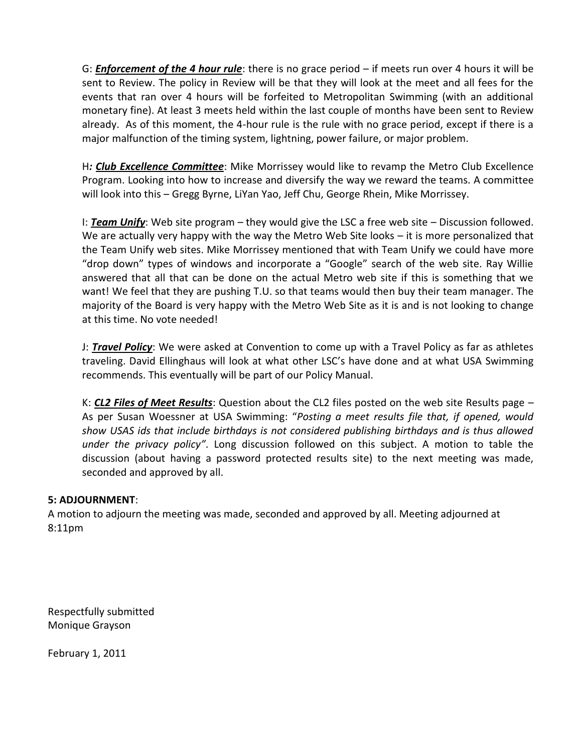G: ***Enforcement of the 4 hour rule***: there is no grace period – if meets run over 4 hours it will be sent to Review. The policy in Review will be that they will look at the meet and all fees for the events that ran over 4 hours will be forfeited to Metropolitan Swimming (with an additional monetary fine). At least 3 meets held within the last couple of months have been sent to Review already. As of this moment, the 4-hour rule is the rule with no grace period, except if there is a major malfunction of the timing system, lightning, power failure, or major problem.

H***: Club Excellence Committee***: Mike Morrissey would like to revamp the Metro Club Excellence Program. Looking into how to increase and diversify the way we reward the teams. A committee will look into this – Gregg Byrne, LiYan Yao, Jeff Chu, George Rhein, Mike Morrissey.

I: ***Team Unify***: Web site program – they would give the LSC a free web site – Discussion followed. We are actually very happy with the way the Metro Web Site looks – it is more personalized that the Team Unify web sites. Mike Morrissey mentioned that with Team Unify we could have more "drop down" types of windows and incorporate a "Google" search of the web site. Ray Willie answered that all that can be done on the actual Metro web site if this is something that we want! We feel that they are pushing T.U. so that teams would then buy their team manager. The majority of the Board is very happy with the Metro Web Site as it is and is not looking to change at this time. No vote needed!

J: ***Travel Policy***: We were asked at Convention to come up with a Travel Policy as far as athletes traveling. David Ellinghaus will look at what other LSC's have done and at what USA Swimming recommends. This eventually will be part of our Policy Manual.

K: ***CL2 Files of Meet Results***: Question about the CL2 files posted on the web site Results page – As per Susan Woessner at USA Swimming: "*Posting a meet results file that, if opened, would show USAS ids that include birthdays is not considered publishing birthdays and is thus allowed under the privacy policy"*. Long discussion followed on this subject. A motion to table the discussion (about having a password protected results site) to the next meeting was made, seconded and approved by all.

**5: ADJOURNMENT**:

A motion to adjourn the meeting was made, seconded and approved by all. Meeting adjourned at 8:11pm

Respectfully submitted
Monique Grayson

February 1, 2011